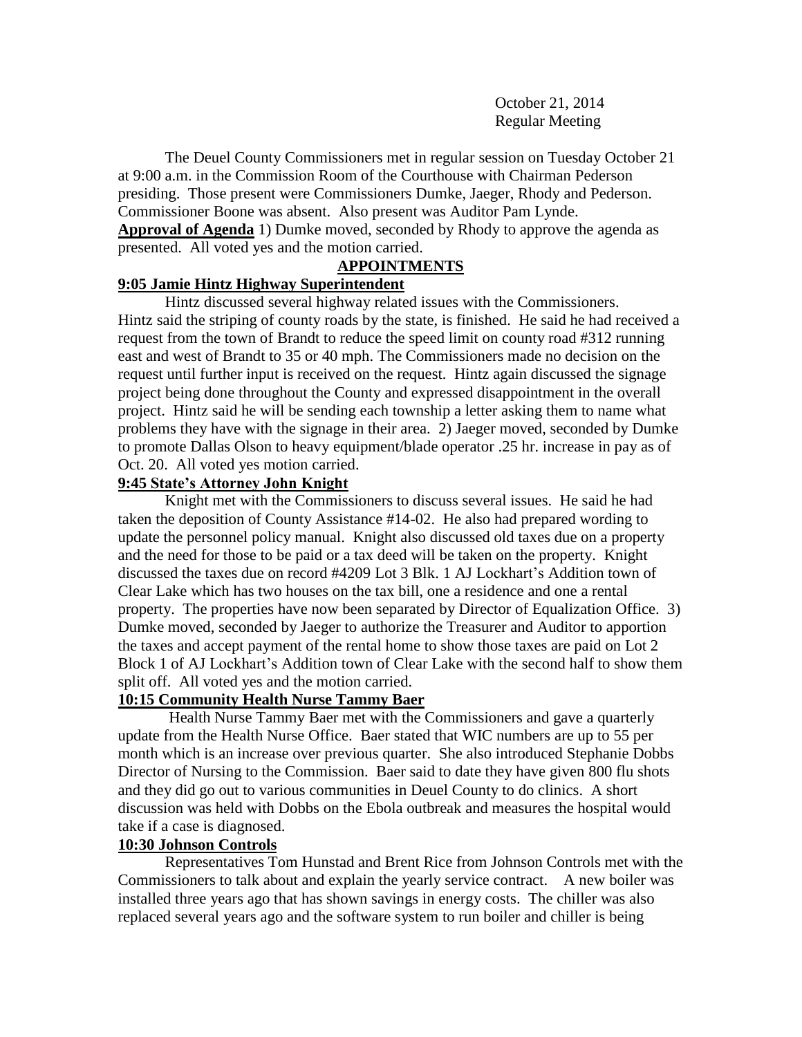October 21, 2014
Regular Meeting

The Deuel County Commissioners met in regular session on Tuesday October 21 at 9:00 a.m. in the Commission Room of the Courthouse with Chairman Pederson presiding. Those present were Commissioners Dumke, Jaeger, Rhody and Pederson. Commissioner Boone was absent. Also present was Auditor Pam Lynde.

**Approval of Agenda** 1) Dumke moved, seconded by Rhody to approve the agenda as presented. All voted yes and the motion carried.

## APPOINTMENTS

### 9:05 Jamie Hintz Highway Superintendent

Hintz discussed several highway related issues with the Commissioners. Hintz said the striping of county roads by the state, is finished. He said he had received a request from the town of Brandt to reduce the speed limit on county road #312 running east and west of Brandt to 35 or 40 mph. The Commissioners made no decision on the request until further input is received on the request. Hintz again discussed the signage project being done throughout the County and expressed disappointment in the overall project. Hintz said he will be sending each township a letter asking them to name what problems they have with the signage in their area. 2) Jaeger moved, seconded by Dumke to promote Dallas Olson to heavy equipment/blade operator .25 hr. increase in pay as of Oct. 20. All voted yes motion carried.

### 9:45 State's Attorney John Knight

Knight met with the Commissioners to discuss several issues. He said he had taken the deposition of County Assistance #14-02. He also had prepared wording to update the personnel policy manual. Knight also discussed old taxes due on a property and the need for those to be paid or a tax deed will be taken on the property. Knight discussed the taxes due on record #4209 Lot 3 Blk. 1 AJ Lockhart's Addition town of Clear Lake which has two houses on the tax bill, one a residence and one a rental property. The properties have now been separated by Director of Equalization Office. 3) Dumke moved, seconded by Jaeger to authorize the Treasurer and Auditor to apportion the taxes and accept payment of the rental home to show those taxes are paid on Lot 2 Block 1 of AJ Lockhart's Addition town of Clear Lake with the second half to show them split off. All voted yes and the motion carried.

### 10:15 Community Health Nurse Tammy Baer

Health Nurse Tammy Baer met with the Commissioners and gave a quarterly update from the Health Nurse Office. Baer stated that WIC numbers are up to 55 per month which is an increase over previous quarter. She also introduced Stephanie Dobbs Director of Nursing to the Commission. Baer said to date they have given 800 flu shots and they did go out to various communities in Deuel County to do clinics. A short discussion was held with Dobbs on the Ebola outbreak and measures the hospital would take if a case is diagnosed.

### 10:30 Johnson Controls

Representatives Tom Hunstad and Brent Rice from Johnson Controls met with the Commissioners to talk about and explain the yearly service contract. A new boiler was installed three years ago that has shown savings in energy costs. The chiller was also replaced several years ago and the software system to run boiler and chiller is being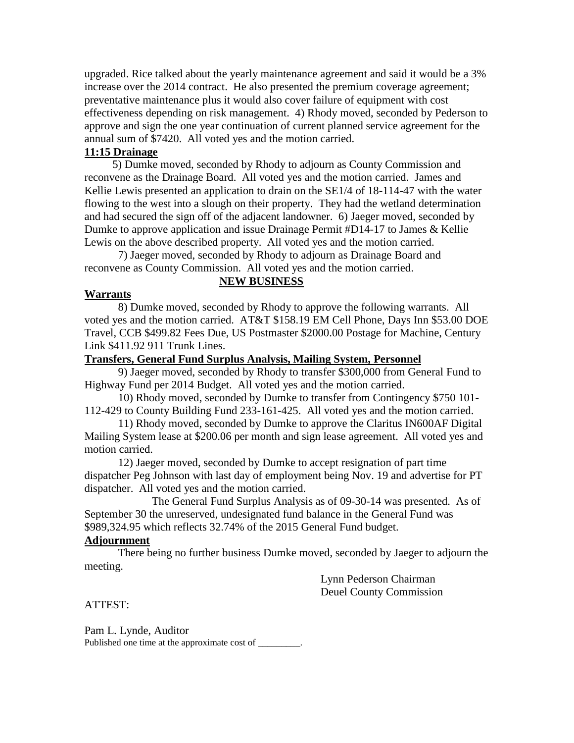upgraded. Rice talked about the yearly maintenance agreement and said it would be a 3% increase over the 2014 contract. He also presented the premium coverage agreement; preventative maintenance plus it would also cover failure of equipment with cost effectiveness depending on risk management. 4) Rhody moved, seconded by Pederson to approve and sign the one year continuation of current planned service agreement for the annual sum of $7420. All voted yes and the motion carried.

**11:15 Drainage**

5) Dumke moved, seconded by Rhody to adjourn as County Commission and reconvene as the Drainage Board. All voted yes and the motion carried. James and Kellie Lewis presented an application to drain on the SE1/4 of 18-114-47 with the water flowing to the west into a slough on their property. They had the wetland determination and had secured the sign off of the adjacent landowner. 6) Jaeger moved, seconded by Dumke to approve application and issue Drainage Permit #D14-17 to James & Kellie Lewis on the above described property. All voted yes and the motion carried.

7) Jaeger moved, seconded by Rhody to adjourn as Drainage Board and reconvene as County Commission. All voted yes and the motion carried.

**NEW BUSINESS**

**Warrants**

8) Dumke moved, seconded by Rhody to approve the following warrants. All voted yes and the motion carried. AT&T $158.19 EM Cell Phone, Days Inn $53.00 DOE Travel, CCB $499.82 Fees Due, US Postmaster $2000.00 Postage for Machine, Century Link $411.92 911 Trunk Lines.

**Transfers, General Fund Surplus Analysis, Mailing System, Personnel**

9) Jaeger moved, seconded by Rhody to transfer $300,000 from General Fund to Highway Fund per 2014 Budget. All voted yes and the motion carried.

10) Rhody moved, seconded by Dumke to transfer from Contingency $750 101-112-429 to County Building Fund 233-161-425. All voted yes and the motion carried.

11) Rhody moved, seconded by Dumke to approve the Claritus IN600AF Digital Mailing System lease at $200.06 per month and sign lease agreement. All voted yes and motion carried.

12) Jaeger moved, seconded by Dumke to accept resignation of part time dispatcher Peg Johnson with last day of employment being Nov. 19 and advertise for PT dispatcher. All voted yes and the motion carried.

The General Fund Surplus Analysis as of 09-30-14 was presented. As of September 30 the unreserved, undesignated fund balance in the General Fund was $989,324.95 which reflects 32.74% of the 2015 General Fund budget.

**Adjournment**

There being no further business Dumke moved, seconded by Jaeger to adjourn the meeting.

Lynn Pederson Chairman
Deuel County Commission

ATTEST:

Pam L. Lynde, Auditor

Published one time at the approximate cost of \_\_\_\_\_\_\_\_\_.